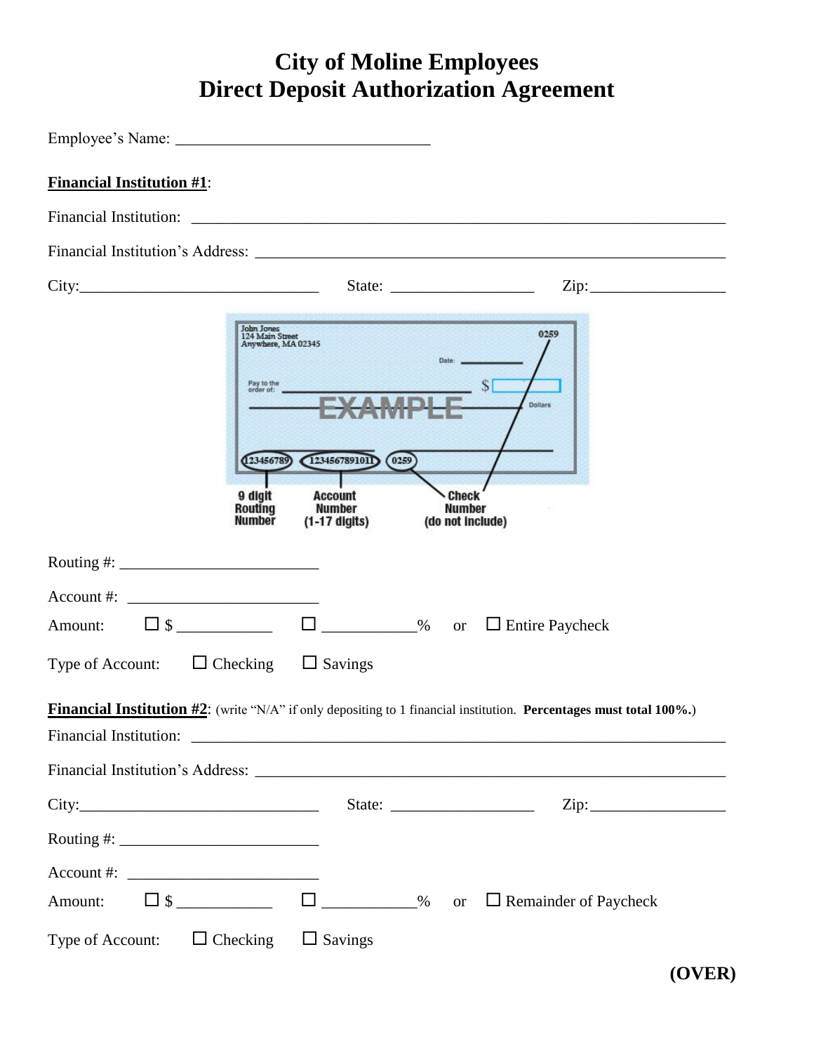# City of Moline Employees
# Direct Deposit Authorization Agreement

Employee's Name: ______________________________

**Financial Institution #1**:

Financial Institution: ______________________________________________________________

Financial Institution's Address: _______________________________________________________

City:____________________________ State: _________________ Zip:_______________

Routing #: _______________________

Account #: _______________________

Amount: ☐ $ ___________ ☐ ___________% or ☐ Entire Paycheck

Type of Account: ☐ Checking ☐ Savings

**Financial Institution #2**: (write "N/A" if only depositing to 1 financial institution. **Percentages must total 100%.**)

Financial Institution: ______________________________________________________________

Financial Institution's Address: _______________________________________________________

City:____________________________ State: _________________ Zip:_______________

Routing #: _______________________

Account #: _______________________

Amount: ☐ $ ___________ ☐ ___________% or ☐ Remainder of Paycheck

Type of Account: ☐ Checking ☐ Savings

**(OVER)**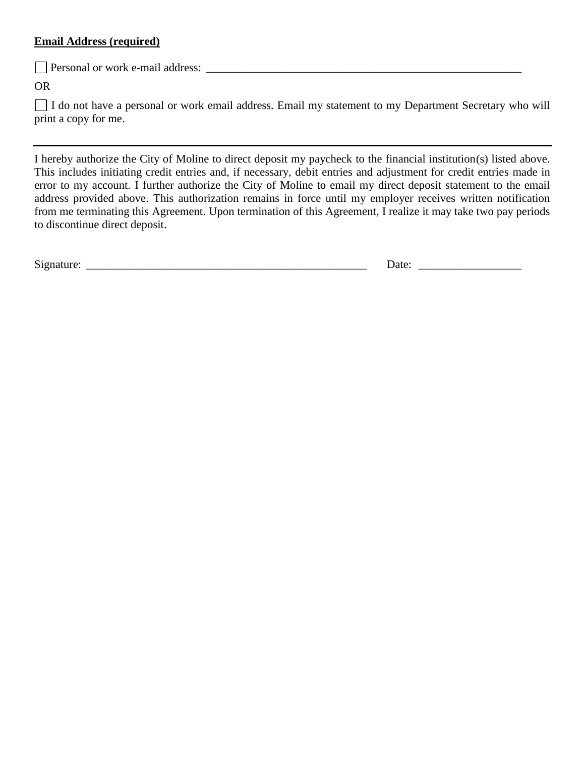**Email Address (required)**

☐ Personal or work e-mail address: ___________________________________________________________

OR

☐ I do not have a personal or work email address. Email my statement to my Department Secretary who will print a copy for me.

---

I hereby authorize the City of Moline to direct deposit my paycheck to the financial institution(s) listed above. This includes initiating credit entries and, if necessary, debit entries and adjustment for credit entries made in error to my account. I further authorize the City of Moline to email my direct deposit statement to the email address provided above. This authorization remains in force until my employer receives written notification from me terminating this Agreement. Upon termination of this Agreement, I realize it may take two pay periods to discontinue direct deposit.

Signature: ____________________________________________________ Date: __________________